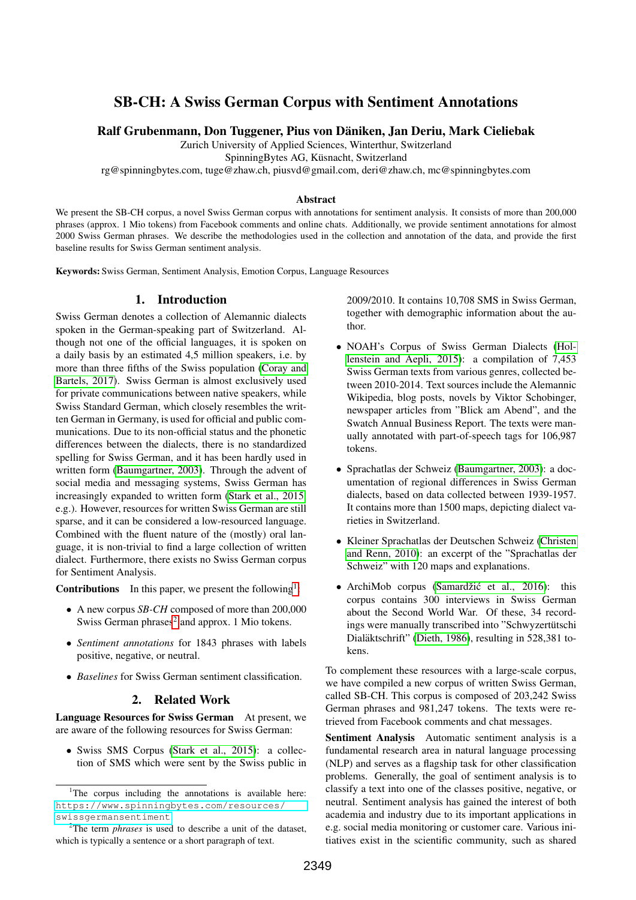# SB-CH: A Swiss German Corpus with Sentiment Annotations

**Ralf Grubenmann, Don Tuggener, Pius von Däniken, Jan Deriu, Mark Cieliebak**

Zurich University of Applied Sciences, Winterthur, Switzerland
SpinningBytes AG, Küsnacht, Switzerland
rg@spinningbytes.com, tuge@zhaw.ch, piusvd@gmail.com, deri@zhaw.ch, mc@spinningbytes.com

### Abstract

We present the SB-CH corpus, a novel Swiss German corpus with annotations for sentiment analysis. It consists of more than 200,000 phrases (approx. 1 Mio tokens) from Facebook comments and online chats. Additionally, we provide sentiment annotations for almost 2000 Swiss German phrases. We describe the methodologies used in the collection and annotation of the data, and provide the first baseline results for Swiss German sentiment analysis.

**Keywords:** Swiss German, Sentiment Analysis, Emotion Corpus, Language Resources

## 1. Introduction

Swiss German denotes a collection of Alemannic dialects spoken in the German-speaking part of Switzerland. Although not one of the official languages, it is spoken on a daily basis by an estimated 4,5 million speakers, i.e. by more than three fifths of the Swiss population (Coray and Bartels, 2017). Swiss German is almost exclusively used for private communications between native speakers, while Swiss Standard German, which closely resembles the written German in Germany, is used for official and public communications. Due to its non-official status and the phonetic differences between the dialects, there is no standardized spelling for Swiss German, and it has been hardly used in written form (Baumgartner, 2003). Through the advent of social media and messaging systems, Swiss German has increasingly expanded to written form (Stark et al., 2015 e.g.). However, resources for written Swiss German are still sparse, and it can be considered a low-resourced language. Combined with the fluent nature of the (mostly) oral language, it is non-trivial to find a large collection of written dialect. Furthermore, there exists no Swiss German corpus for Sentiment Analysis.

**Contributions** In this paper, we present the following[1]:

- A new corpus *SB-CH* composed of more than 200,000 Swiss German phrases[2] and approx. 1 Mio tokens.
- *Sentiment annotations* for 1843 phrases with labels positive, negative, or neutral.
- *Baselines* for Swiss German sentiment classification.

## 2. Related Work

**Language Resources for Swiss German** At present, we are aware of the following resources for Swiss German:

- Swiss SMS Corpus (Stark et al., 2015): a collection of SMS which were sent by the Swiss public in 2009/2010. It contains 10,708 SMS in Swiss German, together with demographic information about the author.
- NOAH's Corpus of Swiss German Dialects (Hollenstein and Aepli, 2015): a compilation of 7,453 Swiss German texts from various genres, collected between 2010-2014. Text sources include the Alemannic Wikipedia, blog posts, novels by Viktor Schobinger, newspaper articles from "Blick am Abend", and the Swatch Annual Business Report. The texts were manually annotated with part-of-speech tags for 106,987 tokens.
- Sprachatlas der Schweiz (Baumgartner, 2003): a documentation of regional differences in Swiss German dialects, based on data collected between 1939-1957. It contains more than 1500 maps, depicting dialect varieties in Switzerland.
- Kleiner Sprachatlas der Deutschen Schweiz (Christen and Renn, 2010): an excerpt of the "Sprachatlas der Schweiz" with 120 maps and explanations.
- ArchiMob corpus (Samardžić et al., 2016): this corpus contains 300 interviews in Swiss German about the Second World War. Of these, 34 recordings were manually transcribed into "Schwyzertütschi Dialäktschrift" (Dieth, 1986), resulting in 528,381 tokens.

To complement these resources with a large-scale corpus, we have compiled a new corpus of written Swiss German, called SB-CH. This corpus is composed of 203,242 Swiss German phrases and 981,247 tokens. The texts were retrieved from Facebook comments and chat messages.

**Sentiment Analysis** Automatic sentiment analysis is a fundamental research area in natural language processing (NLP) and serves as a flagship task for other classification problems. Generally, the goal of sentiment analysis is to classify a text into one of the classes positive, negative, or neutral. Sentiment analysis has gained the interest of both academia and industry due to its important applications in e.g. social media monitoring or customer care. Various initiatives exist in the scientific community, such as shared

---

[1] The corpus including the annotations is available here: https://www.spinningbytes.com/resources/swissgermansentiment

[2] The term *phrases* is used to describe a unit of the dataset, which is typically a sentence or a short paragraph of text.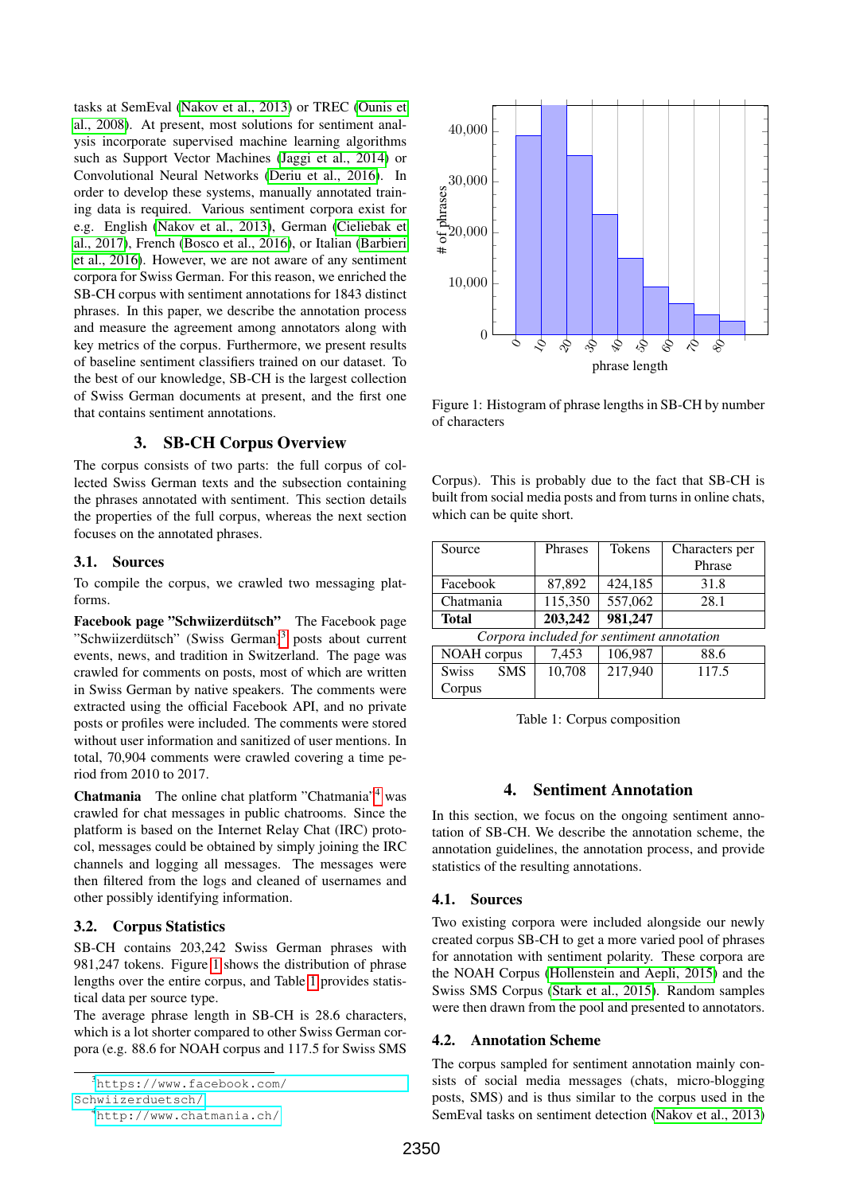tasks at SemEval (Nakov et al., 2013) or TREC (Ounis et al., 2008). At present, most solutions for sentiment analysis incorporate supervised machine learning algorithms such as Support Vector Machines (Jaggi et al., 2014) or Convolutional Neural Networks (Deriu et al., 2016). In order to develop these systems, manually annotated training data is required. Various sentiment corpora exist for e.g. English (Nakov et al., 2013), German (Cieliebak et al., 2017), French (Bosco et al., 2016), or Italian (Barbieri et al., 2016). However, we are not aware of any sentiment corpora for Swiss German. For this reason, we enriched the SB-CH corpus with sentiment annotations for 1843 distinct phrases. In this paper, we describe the annotation process and measure the agreement among annotators along with key metrics of the corpus. Furthermore, we present results of baseline sentiment classifiers trained on our dataset. To the best of our knowledge, SB-CH is the largest collection of Swiss German documents at present, and the first one that contains sentiment annotations.

## 3. SB-CH Corpus Overview

The corpus consists of two parts: the full corpus of collected Swiss German texts and the subsection containing the phrases annotated with sentiment. This section details the properties of the full corpus, whereas the next section focuses on the annotated phrases.

### 3.1. Sources

To compile the corpus, we crawled two messaging platforms.

**Facebook page "Schwiizerdütsch"** The Facebook page "Schwiizerdütsch" (Swiss German)[3] posts about current events, news, and tradition in Switzerland. The page was crawled for comments on posts, most of which are written in Swiss German by native speakers. The comments were extracted using the official Facebook API, and no private posts or profiles were included. The comments were stored without user information and sanitized of user mentions. In total, 70,904 comments were crawled covering a time period from 2010 to 2017.

**Chatmania** The online chat platform "Chatmania"[4] was crawled for chat messages in public chatrooms. Since the platform is based on the Internet Relay Chat (IRC) protocol, messages could be obtained by simply joining the IRC channels and logging all messages. The messages were then filtered from the logs and cleaned of usernames and other possibly identifying information.

### 3.2. Corpus Statistics

SB-CH contains 203,242 Swiss German phrases with 981,247 tokens. Figure 1 shows the distribution of phrase lengths over the entire corpus, and Table 1 provides statistical data per source type.

The average phrase length in SB-CH is 28.6 characters, which is a lot shorter compared to other Swiss German corpora (e.g. 88.6 for NOAH corpus and 117.5 for Swiss SMS Corpus). This is probably due to the fact that SB-CH is built from social media posts and from turns in online chats, which can be quite short.

[3] https://www.facebook.com/Schwiizerduetsch/

[4] http://www.chatmania.ch/

Figure 1: Histogram of phrase lengths in SB-CH by number of characters

| Source | Phrases | Tokens | Characters per Phrase |
|---|---|---|---|
| Facebook | 87,892 | 424,185 | 31.8 |
| Chatmania | 115,350 | 557,062 | 28.1 |
| **Total** | **203,242** | **981,247** | |
| *Corpora included for sentiment annotation* | | | |
| NOAH corpus | 7,453 | 106,987 | 88.6 |
| Swiss SMS Corpus | 10,708 | 217,940 | 117.5 |

Table 1: Corpus composition

## 4. Sentiment Annotation

In this section, we focus on the ongoing sentiment annotation of SB-CH. We describe the annotation scheme, the annotation guidelines, the annotation process, and provide statistics of the resulting annotations.

### 4.1. Sources

Two existing corpora were included alongside our newly created corpus SB-CH to get a more varied pool of phrases for annotation with sentiment polarity. These corpora are the NOAH Corpus (Hollenstein and Aepli, 2015) and the Swiss SMS Corpus (Stark et al., 2015). Random samples were then drawn from the pool and presented to annotators.

### 4.2. Annotation Scheme

The corpus sampled for sentiment annotation mainly consists of social media messages (chats, micro-blogging posts, SMS) and is thus similar to the corpus used in the SemEval tasks on sentiment detection (Nakov et al., 2013)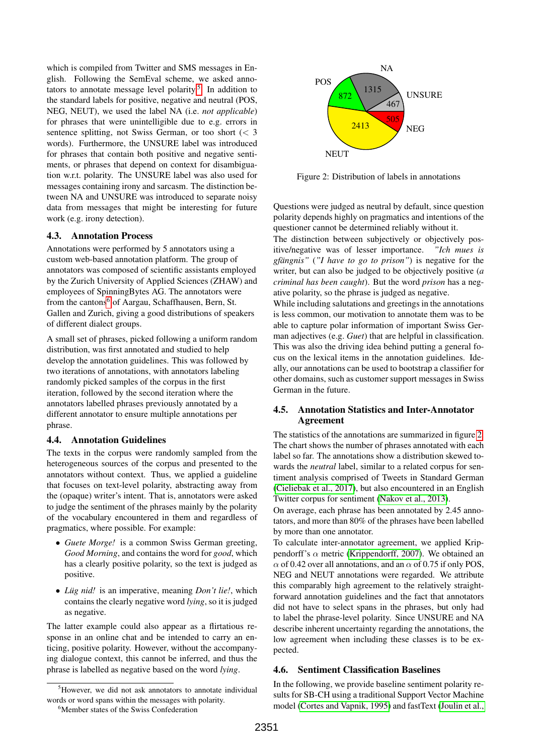which is compiled from Twitter and SMS messages in English. Following the SemEval scheme, we asked annotators to annotate message level polarity[5]. In addition to the standard labels for positive, negative and neutral (POS, NEG, NEUT), we used the label NA (i.e. *not applicable*) for phrases that were unintelligible due to e.g. errors in sentence splitting, not Swiss German, or too short ($< 3$ words). Furthermore, the UNSURE label was introduced for phrases that contain both positive and negative sentiments, or phrases that depend on context for disambiguation w.r.t. polarity. The UNSURE label was also used for messages containing irony and sarcasm. The distinction between NA and UNSURE was introduced to separate noisy data from messages that might be interesting for future work (e.g. irony detection).

### 4.3. Annotation Process

Annotations were performed by 5 annotators using a custom web-based annotation platform. The group of annotators was composed of scientific assistants employed by the Zurich University of Applied Sciences (ZHAW) and employees of SpinningBytes AG. The annotators were from the cantons[6] of Aargau, Schaffhausen, Bern, St. Gallen and Zurich, giving a good distributions of speakers of different dialect groups.

A small set of phrases, picked following a uniform random distribution, was first annotated and studied to help develop the annotation guidelines. This was followed by two iterations of annotations, with annotators labeling randomly picked samples of the corpus in the first iteration, followed by the second iteration where the annotators labelled phrases previously annotated by a different annotator to ensure multiple annotations per phrase.

### 4.4. Annotation Guidelines

The texts in the corpus were randomly sampled from the heterogeneous sources of the corpus and presented to the annotators without context. Thus, we applied a guideline that focuses on text-level polarity, abstracting away from the (opaque) writer's intent. That is, annotators were asked to judge the sentiment of the phrases mainly by the polarity of the vocabulary encountered in them and regardless of pragmatics, where possible. For example:

- *Guete Morge!* is a common Swiss German greeting, *Good Morning*, and contains the word for *good*, which has a clearly positive polarity, so the text is judged as positive.
- *Lüg nid!* is an imperative, meaning *Don't lie!*, which contains the clearly negative word *lying*, so it is judged as negative.

The latter example could also appear as a flirtatious response in an online chat and be intended to carry an enticing, positive polarity. However, without the accompanying dialogue context, this cannot be inferred, and thus the phrase is labelled as negative based on the word *lying*.

[5] However, we did not ask annotators to annotate individual words or word spans within the messages with polarity.

[6] Member states of the Swiss Confederation

Figure 2: Distribution of labels in annotations

Questions were judged as neutral by default, since question polarity depends highly on pragmatics and intentions of the questioner cannot be determined reliably without it.

The distinction between subjectively or objectively positive/negative was of lesser importance. *"Ich mues is gfängnis"* (*"I have to go to prison"*) is negative for the writer, but can also be judged to be objectively positive (*a criminal has been caught*). But the word *prison* has a negative polarity, so the phrase is judged as negative.

While including salutations and greetings in the annotations is less common, our motivation to annotate them was to be able to capture polar information of important Swiss German adjectives (e.g. *Guet*) that are helpful in classification. This was also the driving idea behind putting a general focus on the lexical items in the annotation guidelines. Ideally, our annotations can be used to bootstrap a classifier for other domains, such as customer support messages in Swiss German in the future.

### 4.5. Annotation Statistics and Inter-Annotator Agreement

The statistics of the annotations are summarized in figure 2. The chart shows the number of phrases annotated with each label so far. The annotations show a distribution skewed towards the *neutral* label, similar to a related corpus for sentiment analysis comprised of Tweets in Standard German (Cieliebak et al., 2017), but also encountered in an English Twitter corpus for sentiment (Nakov et al., 2013).

On average, each phrase has been annotated by 2.45 annotators, and more than 80% of the phrases have been labelled by more than one annotator.

To calculate inter-annotator agreement, we applied Krippendorff's $\alpha$ metric (Krippendorff, 2007). We obtained an $\alpha$ of 0.42 over all annotations, and an $\alpha$ of 0.75 if only POS, NEG and NEUT annotations were regarded. We attribute this comparably high agreement to the relatively straightforward annotation guidelines and the fact that annotators did not have to select spans in the phrases, but only had to label the phrase-level polarity. Since UNSURE and NA describe inherent uncertainty regarding the annotations, the low agreement when including these classes is to be expected.

### 4.6. Sentiment Classification Baselines

In the following, we provide baseline sentiment polarity results for SB-CH using a traditional Support Vector Machine model (Cortes and Vapnik, 1995) and fastText (Joulin et al.,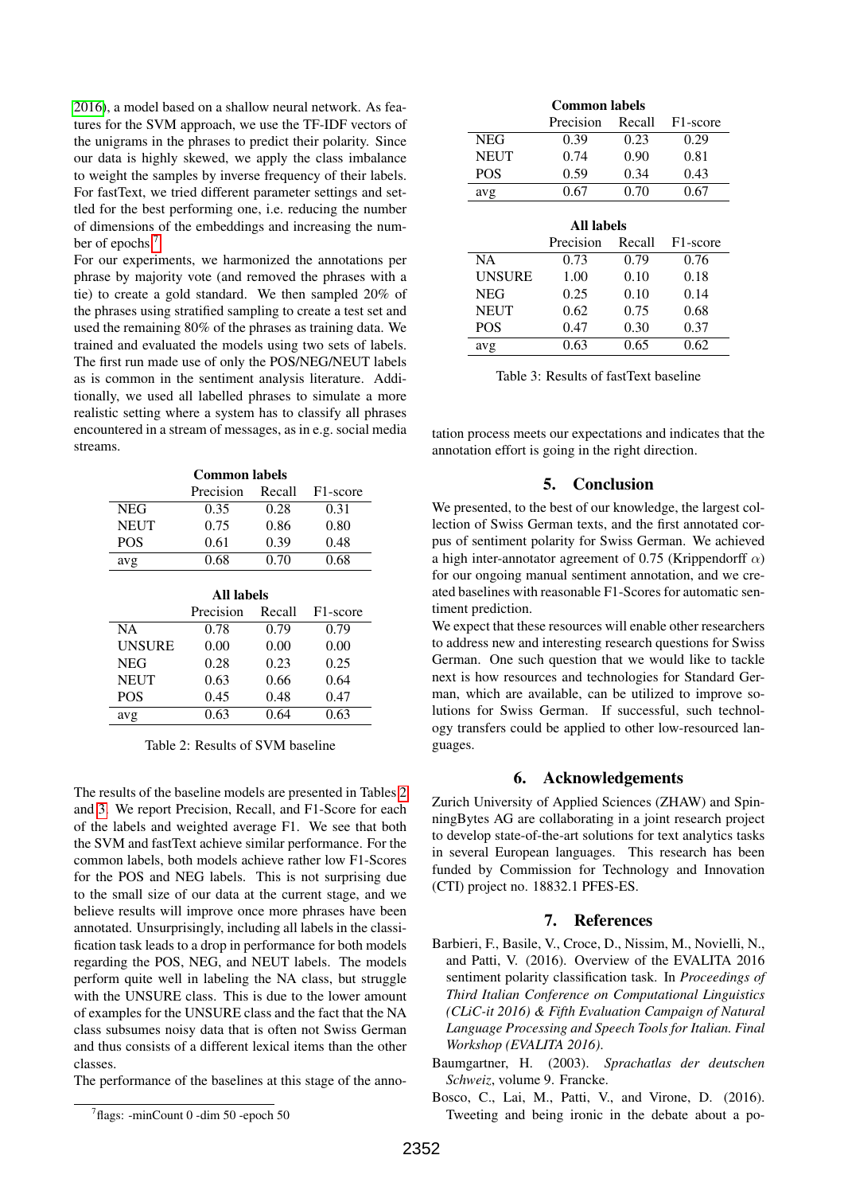2016), a model based on a shallow neural network. As features for the SVM approach, we use the TF-IDF vectors of the unigrams in the phrases to predict their polarity. Since our data is highly skewed, we apply the class imbalance to weight the samples by inverse frequency of their labels. For fastText, we tried different parameter settings and settled for the best performing one, i.e. reducing the number of dimensions of the embeddings and increasing the number of epochs.[7]

For our experiments, we harmonized the annotations per phrase by majority vote (and removed the phrases with a tie) to create a gold standard. We then sampled 20% of the phrases using stratified sampling to create a test set and used the remaining 80% of the phrases as training data. We trained and evaluated the models using two sets of labels. The first run made use of only the POS/NEG/NEUT labels as is common in the sentiment analysis literature. Additionally, we used all labelled phrases to simulate a more realistic setting where a system has to classify all phrases encountered in a stream of messages, as in e.g. social media streams.

**Common labels**

| | Precision | Recall | F1-score |
|---|---|---|---|
| NEG | 0.35 | 0.28 | 0.31 |
| NEUT | 0.75 | 0.86 | 0.80 |
| POS | 0.61 | 0.39 | 0.48 |
| avg | 0.68 | 0.70 | 0.68 |

**All labels**

| | Precision | Recall | F1-score |
|---|---|---|---|
| NA | 0.78 | 0.79 | 0.79 |
| UNSURE | 0.00 | 0.00 | 0.00 |
| NEG | 0.28 | 0.23 | 0.25 |
| NEUT | 0.63 | 0.66 | 0.64 |
| POS | 0.45 | 0.48 | 0.47 |
| avg | 0.63 | 0.64 | 0.63 |

Table 2: Results of SVM baseline

The results of the baseline models are presented in Tables 2 and 3. We report Precision, Recall, and F1-Score for each of the labels and weighted average F1. We see that both the SVM and fastText achieve similar performance. For the common labels, both models achieve rather low F1-Scores for the POS and NEG labels. This is not surprising due to the small size of our data at the current stage, and we believe results will improve once more phrases have been annotated. Unsurprisingly, including all labels in the classification task leads to a drop in performance for both models regarding the POS, NEG, and NEUT labels. The models perform quite well in labeling the NA class, but struggle with the UNSURE class. This is due to the lower amount of examples for the UNSURE class and the fact that the NA class subsumes noisy data that is often not Swiss German and thus consists of a different lexical items than the other classes.

The performance of the baselines at this stage of the annotation process meets our expectations and indicates that the annotation effort is going in the right direction.

**Common labels**

| | Precision | Recall | F1-score |
|---|---|---|---|
| NEG | 0.39 | 0.23 | 0.29 |
| NEUT | 0.74 | 0.90 | 0.81 |
| POS | 0.59 | 0.34 | 0.43 |
| avg | 0.67 | 0.70 | 0.67 |

**All labels**

| | Precision | Recall | F1-score |
|---|---|---|---|
| NA | 0.73 | 0.79 | 0.76 |
| UNSURE | 1.00 | 0.10 | 0.18 |
| NEG | 0.25 | 0.10 | 0.14 |
| NEUT | 0.62 | 0.75 | 0.68 |
| POS | 0.47 | 0.30 | 0.37 |
| avg | 0.63 | 0.65 | 0.62 |

Table 3: Results of fastText baseline

## 5. Conclusion

We presented, to the best of our knowledge, the largest collection of Swiss German texts, and the first annotated corpus of sentiment polarity for Swiss German. We achieved a high inter-annotator agreement of 0.75 (Krippendorff $\alpha$) for our ongoing manual sentiment annotation, and we created baselines with reasonable F1-Scores for automatic sentiment prediction.

We expect that these resources will enable other researchers to address new and interesting research questions for Swiss German. One such question that we would like to tackle next is how resources and technologies for Standard German, which are available, can be utilized to improve solutions for Swiss German. If successful, such technology transfers could be applied to other low-resourced languages.

## 6. Acknowledgements

Zurich University of Applied Sciences (ZHAW) and SpinningBytes AG are collaborating in a joint research project to develop state-of-the-art solutions for text analytics tasks in several European languages. This research has been funded by Commission for Technology and Innovation (CTI) project no. 18832.1 PFES-ES.

## 7. References

Barbieri, F., Basile, V., Croce, D., Nissim, M., Novielli, N., and Patti, V. (2016). Overview of the EVALITA 2016 sentiment polarity classification task. In *Proceedings of Third Italian Conference on Computational Linguistics (CLiC-it 2016) & Fifth Evaluation Campaign of Natural Language Processing and Speech Tools for Italian. Final Workshop (EVALITA 2016)*.

Baumgartner, H. (2003). *Sprachatlas der deutschen Schweiz*, volume 9. Francke.

Bosco, C., Lai, M., Patti, V., and Virone, D. (2016). Tweeting and being ironic in the debate about a po-

[7] flags: -minCount 0 -dim 50 -epoch 50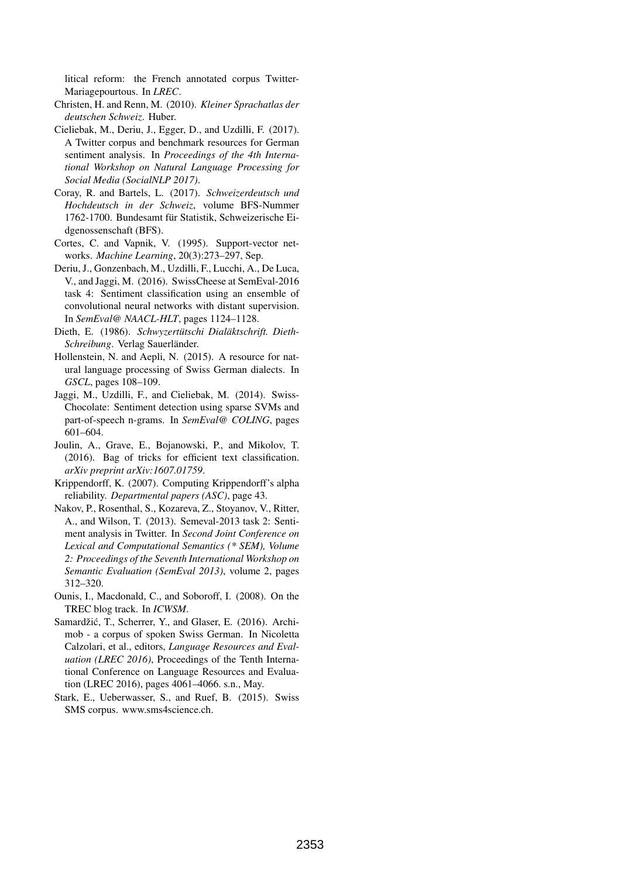litical reform: the French annotated corpus Twitter-Mariagepourtous. In *LREC*.

Christen, H. and Renn, M. (2010). *Kleiner Sprachatlas der deutschen Schweiz*. Huber.

Cieliebak, M., Deriu, J., Egger, D., and Uzdilli, F. (2017). A Twitter corpus and benchmark resources for German sentiment analysis. In *Proceedings of the 4th International Workshop on Natural Language Processing for Social Media (SocialNLP 2017)*.

Coray, R. and Bartels, L. (2017). *Schweizerdeutsch und Hochdeutsch in der Schweiz*, volume BFS-Nummer 1762-1700. Bundesamt für Statistik, Schweizerische Eidgenossenschaft (BFS).

Cortes, C. and Vapnik, V. (1995). Support-vector networks. *Machine Learning*, 20(3):273–297, Sep.

Deriu, J., Gonzenbach, M., Uzdilli, F., Lucchi, A., De Luca, V., and Jaggi, M. (2016). SwissCheese at SemEval-2016 task 4: Sentiment classification using an ensemble of convolutional neural networks with distant supervision. In *SemEval@ NAACL-HLT*, pages 1124–1128.

Dieth, E. (1986). *Schwyzertütschi Dialäktschrift. Dieth-Schreibung*. Verlag Sauerländer.

Hollenstein, N. and Aepli, N. (2015). A resource for natural language processing of Swiss German dialects. In *GSCL*, pages 108–109.

Jaggi, M., Uzdilli, F., and Cieliebak, M. (2014). Swiss-Chocolate: Sentiment detection using sparse SVMs and part-of-speech n-grams. In *SemEval@ COLING*, pages 601–604.

Joulin, A., Grave, E., Bojanowski, P., and Mikolov, T. (2016). Bag of tricks for efficient text classification. *arXiv preprint arXiv:1607.01759*.

Krippendorff, K. (2007). Computing Krippendorff's alpha reliability. *Departmental papers (ASC)*, page 43.

Nakov, P., Rosenthal, S., Kozareva, Z., Stoyanov, V., Ritter, A., and Wilson, T. (2013). Semeval-2013 task 2: Sentiment analysis in Twitter. In *Second Joint Conference on Lexical and Computational Semantics (* SEM), Volume 2: Proceedings of the Seventh International Workshop on Semantic Evaluation (SemEval 2013)*, volume 2, pages 312–320.

Ounis, I., Macdonald, C., and Soboroff, I. (2008). On the TREC blog track. In *ICWSM*.

Samardžić, T., Scherrer, Y., and Glaser, E. (2016). Archimob - a corpus of spoken Swiss German. In Nicoletta Calzolari, et al., editors, *Language Resources and Evaluation (LREC 2016)*, Proceedings of the Tenth International Conference on Language Resources and Evaluation (LREC 2016), pages 4061–4066. s.n., May.

Stark, E., Ueberwasser, S., and Ruef, B. (2015). Swiss SMS corpus. www.sms4science.ch.